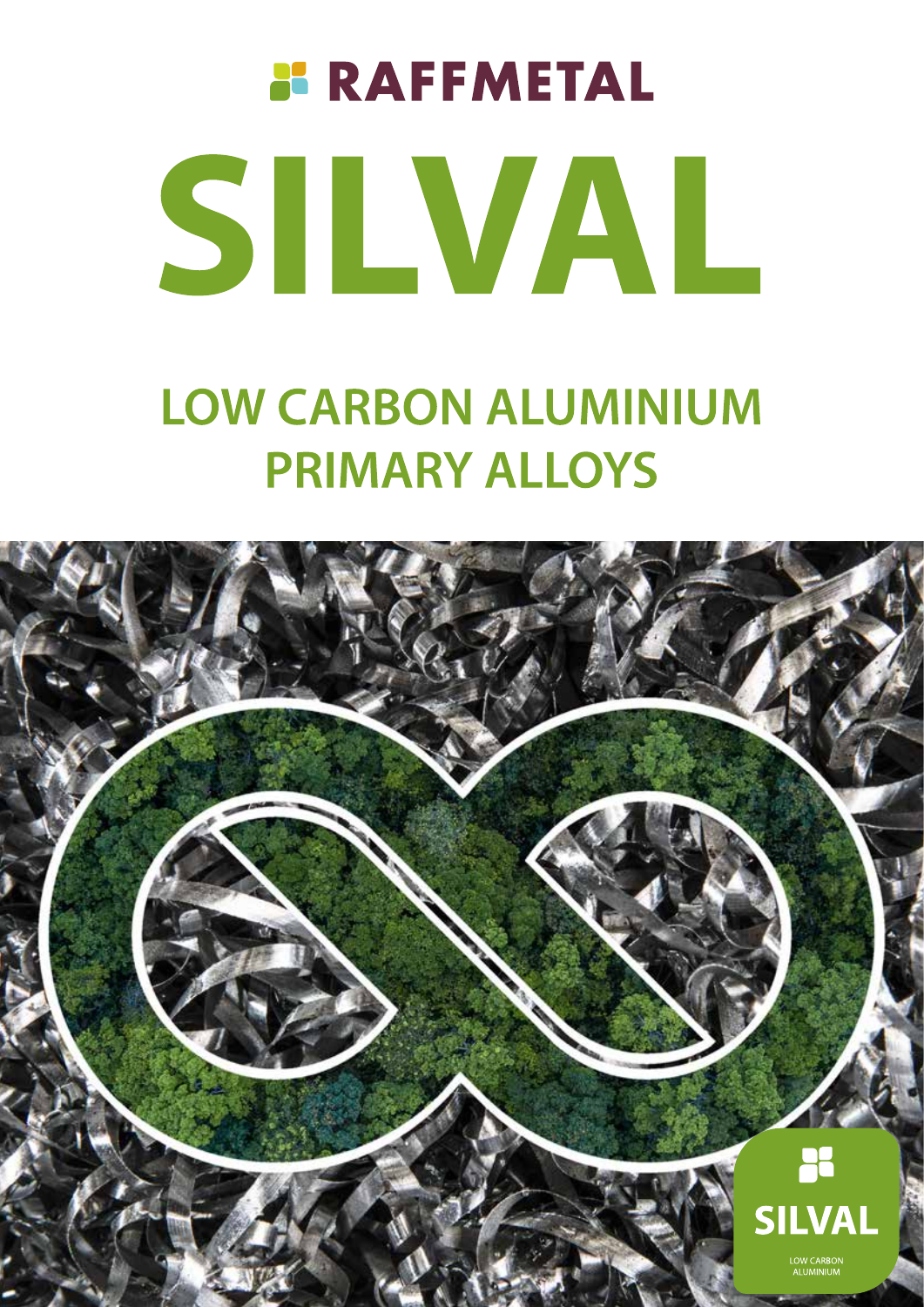RAFFMETAL

# SILVAL

## LOW CARBON ALUMINIUM PRIMARY ALLOYS

SILVAL

LOW CARBON ALUMINIUM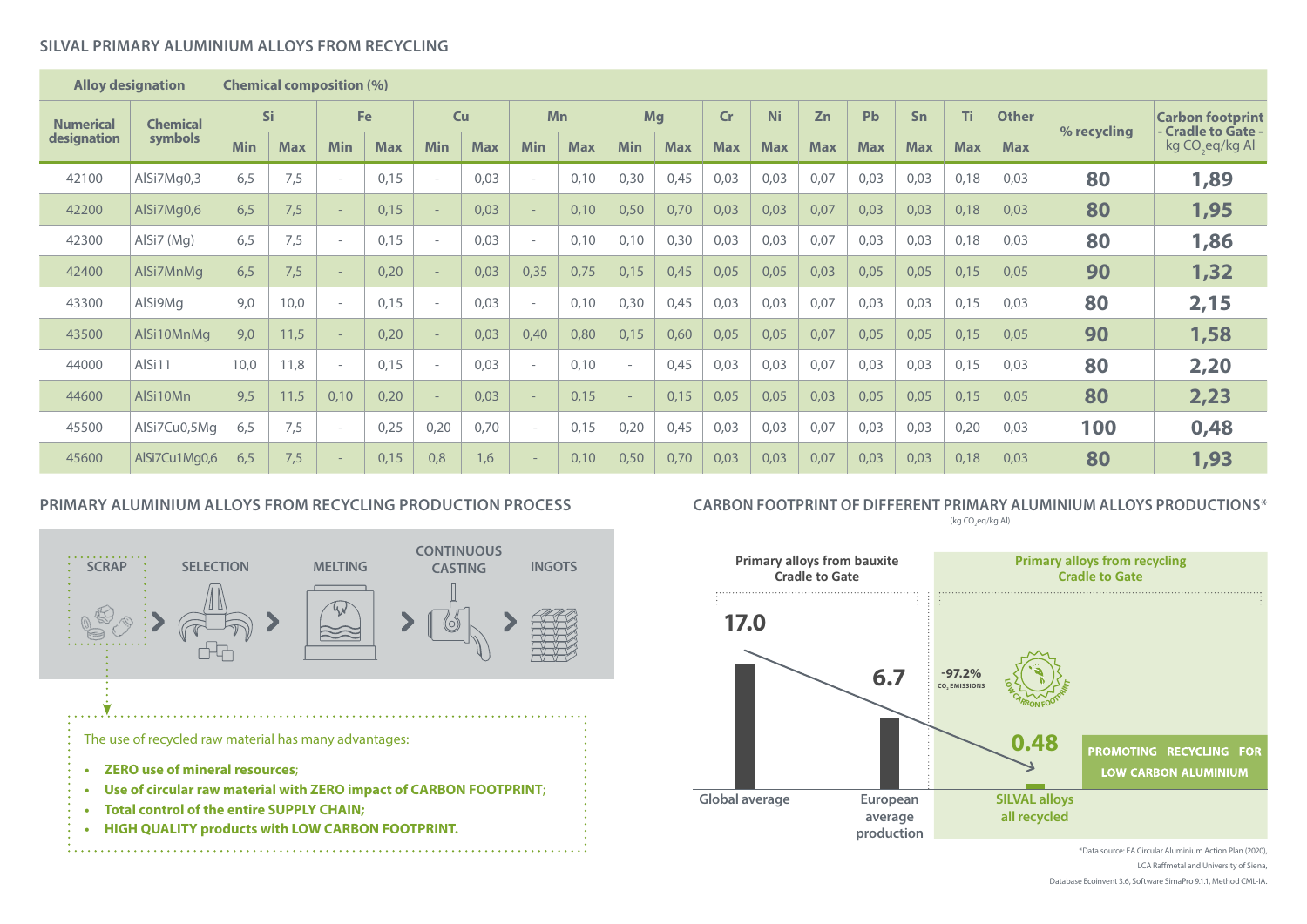## SILVAL PRIMARY ALUMINIUM ALLOYS FROM RECYCLING

| Alloy designation | | Chemical composition (%) | | | | | | | | | | | | | | | | | | % recycling | Carbon footprint - Cradle to Gate - kg $CO_2$eq/kg Al |
|---|---|---|---|---|---|---|---|---|---|---|---|---|---|---|---|---|---|---|---|---|---|
| Numerical designation | Chemical symbols | Si | | Fe | | Cu | | Mn | | Mg | | Cr | Ni | Zn | Pb | Sn | Ti | Other | | | |
| | | Min | Max | Min | Max | Min | Max | Min | Max | Min | Max | Max | Max | Max | Max | Max | Max | Max | | | |
| 42100 | AlSi7Mg0,3 | 6,5 | 7,5 | - | 0,15 | - | 0,03 | - | 0,10 | 0,30 | 0,45 | 0,03 | 0,03 | 0,07 | 0,03 | 0,03 | 0,18 | 0,03 | | **80** | **1,89** |
| 42200 | AlSi7Mg0,6 | 6,5 | 7,5 | - | 0,15 | - | 0,03 | - | 0,10 | 0,50 | 0,70 | 0,03 | 0,03 | 0,07 | 0,03 | 0,03 | 0,18 | 0,03 | | **80** | **1,95** |
| 42300 | AlSi7 (Mg) | 6,5 | 7,5 | - | 0,15 | - | 0,03 | - | 0,10 | 0,10 | 0,30 | 0,03 | 0,03 | 0,07 | 0,03 | 0,03 | 0,18 | 0,03 | | **80** | **1,86** |
| 42400 | AlSi7MnMg | 6,5 | 7,5 | - | 0,20 | - | 0,03 | 0,35 | 0,75 | 0,15 | 0,45 | 0,05 | 0,05 | 0,03 | 0,05 | 0,05 | 0,15 | 0,05 | | **90** | **1,32** |
| 43300 | AlSi9Mg | 9,0 | 10,0 | - | 0,15 | - | 0,03 | - | 0,10 | 0,30 | 0,45 | 0,03 | 0,03 | 0,07 | 0,03 | 0,03 | 0,15 | 0,03 | | **80** | **2,15** |
| 43500 | AlSi10MnMg | 9,0 | 11,5 | - | 0,20 | - | 0,03 | 0,40 | 0,80 | 0,15 | 0,60 | 0,05 | 0,05 | 0,07 | 0,05 | 0,05 | 0,15 | 0,05 | | **90** | **1,58** |
| 44000 | AlSi11 | 10,0 | 11,8 | - | 0,15 | - | 0,03 | - | 0,10 | - | 0,45 | 0,03 | 0,03 | 0,07 | 0,03 | 0,03 | 0,15 | 0,03 | | **80** | **2,20** |
| 44600 | AlSi10Mn | 9,5 | 11,5 | 0,10 | 0,20 | - | 0,03 | - | 0,15 | - | 0,15 | 0,05 | 0,05 | 0,03 | 0,05 | 0,05 | 0,15 | 0,05 | | **80** | **2,23** |
| 45500 | AlSi7Cu0,5Mg | 6,5 | 7,5 | - | 0,25 | 0,20 | 0,70 | - | 0,15 | 0,20 | 0,45 | 0,03 | 0,03 | 0,07 | 0,03 | 0,03 | 0,20 | 0,03 | | **100** | **0,48** |
| 45600 | AlSi7Cu1Mg0,6 | 6,5 | 7,5 | - | 0,15 | 0,8 | 1,6 | - | 0,10 | 0,50 | 0,70 | 0,03 | 0,03 | 0,07 | 0,03 | 0,03 | 0,18 | 0,03 | | **80** | **1,93** |

## PRIMARY ALUMINIUM ALLOYS FROM RECYCLING PRODUCTION PROCESS

SCRAP > SELECTION > MELTING > CONTINUOUS CASTING > INGOTS

The use of recycled raw material has many advantages:

- **ZERO use of mineral resources**;
- **Use of circular raw material with ZERO impact of CARBON FOOTPRINT**;
- **Total control of the entire SUPPLY CHAIN;**
- **HIGH QUALITY products with LOW CARBON FOOTPRINT.**

## CARBON FOOTPRINT OF DIFFERENT PRIMARY ALUMINIUM ALLOYS PRODUCTIONS*

(kg $CO_2$eq/kg Al)

Primary alloys from bauxite Cradle to Gate

Primary alloys from recycling Cradle to Gate

17.0

6.7

-97.2% $CO_2$ EMISSIONS

LOW CARBON FOOTPRINT

0.48

PROMOTING RECYCLING FOR LOW CARBON ALUMINIUM

Global average

European average production

SILVAL alloys all recycled

*Data source: EA Circular Aluminium Action Plan (2020), LCA Raffmetal and University of Siena, Database Ecoinvent 3.6, Software SimaPro 9.1.1, Method CML-IA.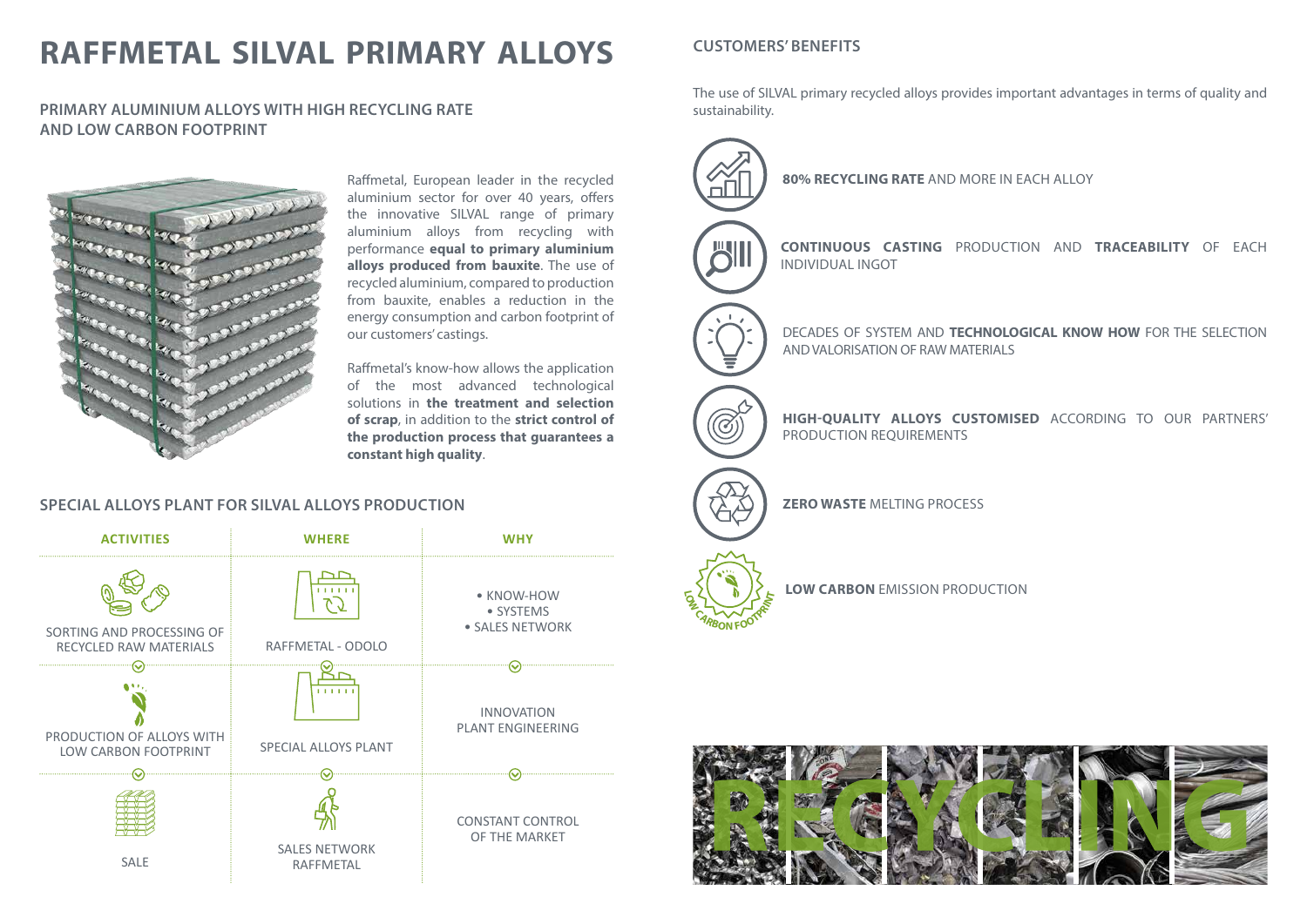# RAFFMETAL SILVAL PRIMARY ALLOYS

## PRIMARY ALUMINIUM ALLOYS WITH HIGH RECYCLING RATE AND LOW CARBON FOOTPRINT

Raffmetal, European leader in the recycled aluminium sector for over 40 years, offers the innovative SILVAL range of primary aluminium alloys from recycling with performance **equal to primary aluminium alloys produced from bauxite**. The use of recycled aluminium, compared to production from bauxite, enables a reduction in the energy consumption and carbon footprint of our customers' castings.

Raffmetal's know-how allows the application of the most advanced technological solutions in **the treatment and selection of scrap**, in addition to the **strict control of the production process that guarantees a constant high quality**.

## SPECIAL ALLOYS PLANT FOR SILVAL ALLOYS PRODUCTION

| ACTIVITIES | WHERE | WHY |
|---|---|---|
| SORTING AND PROCESSING OF RECYCLED RAW MATERIALS | RAFFMETAL - ODOLO | • KNOW-HOW<br>• SYSTEMS<br>• SALES NETWORK |
| PRODUCTION OF ALLOYS WITH LOW CARBON FOOTPRINT | SPECIAL ALLOYS PLANT | INNOVATION<br>PLANT ENGINEERING |
| SALE | SALES NETWORK RAFFMETAL | CONSTANT CONTROL OF THE MARKET |

## CUSTOMERS' BENEFITS

The use of SILVAL primary recycled alloys provides important advantages in terms of quality and sustainability.

- **80% RECYCLING RATE** AND MORE IN EACH ALLOY
- **CONTINUOUS CASTING** PRODUCTION AND **TRACEABILITY** OF EACH INDIVIDUAL INGOT
- DECADES OF SYSTEM AND **TECHNOLOGICAL KNOW HOW** FOR THE SELECTION AND VALORISATION OF RAW MATERIALS
- **HIGH-QUALITY ALLOYS CUSTOMISED** ACCORDING TO OUR PARTNERS' PRODUCTION REQUIREMENTS
- **ZERO WASTE** MELTING PROCESS
- **LOW CARBON** EMISSION PRODUCTION

LOW CARBON FOOTPRINT

RECYCLING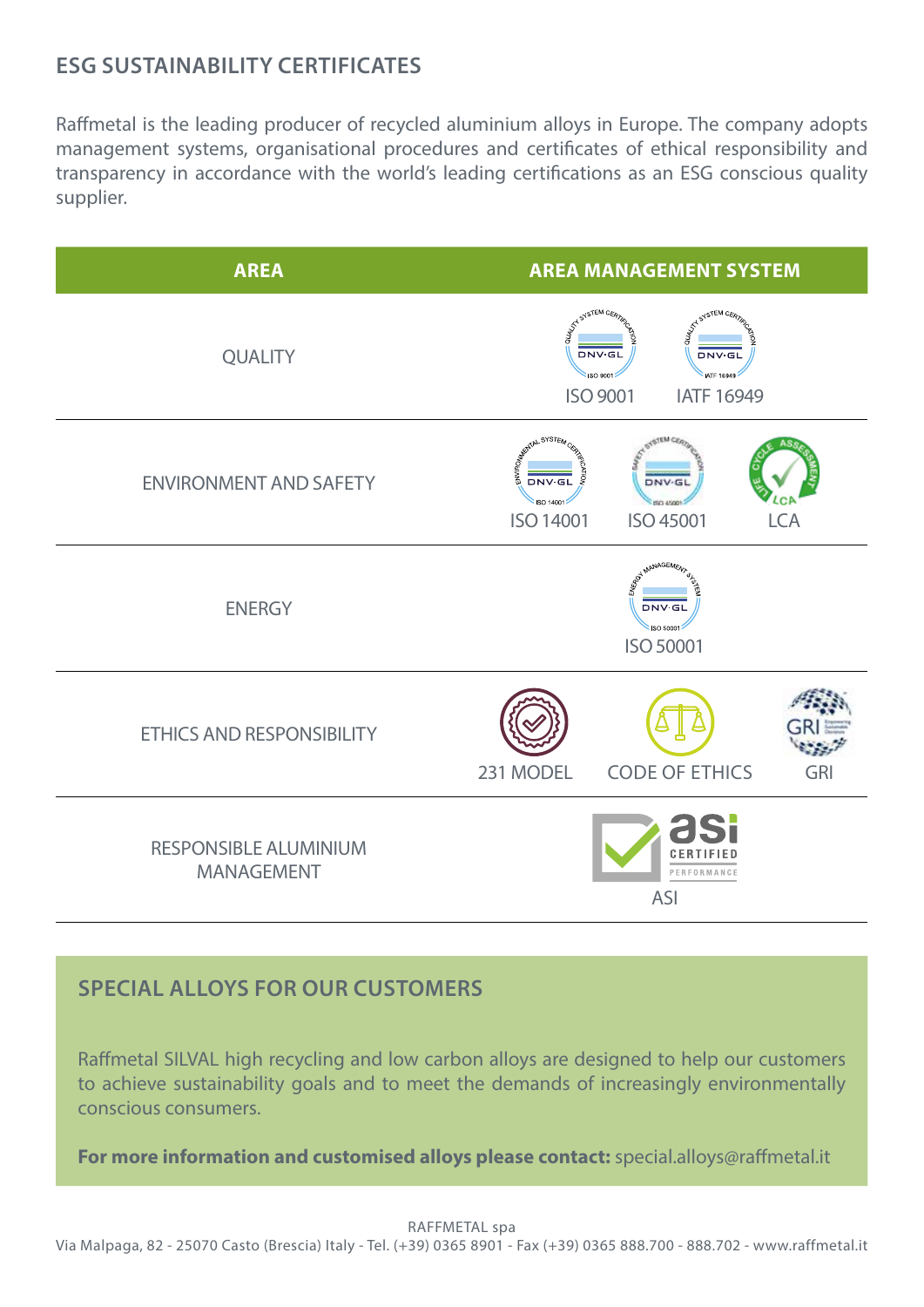## ESG SUSTAINABILITY CERTIFICATES

Raffmetal is the leading producer of recycled aluminium alloys in Europe. The company adopts management systems, organisational procedures and certificates of ethical responsibility and transparency in accordance with the world's leading certifications as an ESG conscious quality supplier.

| AREA | AREA MANAGEMENT SYSTEM |
|---|---|
| QUALITY | ISO 9001, IATF 16949 |
| ENVIRONMENT AND SAFETY | ISO 14001, ISO 45001, LCA |
| ENERGY | ISO 50001 |
| ETHICS AND RESPONSIBILITY | 231 MODEL, CODE OF ETHICS, GRI |
| RESPONSIBLE ALUMINIUM MANAGEMENT | ASI |

## SPECIAL ALLOYS FOR OUR CUSTOMERS

Raffmetal SILVAL high recycling and low carbon alloys are designed to help our customers to achieve sustainability goals and to meet the demands of increasingly environmentally conscious consumers.

**For more information and customised alloys please contact:** special.alloys@raffmetal.it

RAFFMETAL spa
Via Malpaga, 82 - 25070 Casto (Brescia) Italy - Tel. (+39) 0365 8901 - Fax (+39) 0365 888.700 - 888.702 - www.raffmetal.it